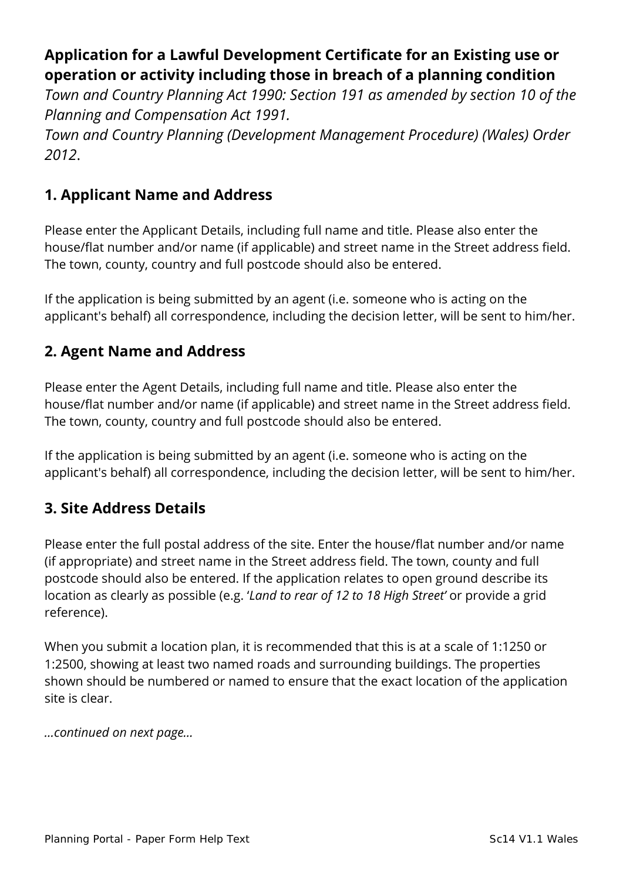# Application for a Lawful Development Certificate for an Existing use or operation or activity including those in breach of a planning condition

*Town and Country Planning Act 1990: Section 191 as amended by section 10 of the Planning and Compensation Act 1991.*
*Town and Country Planning (Development Management Procedure) (Wales) Order 2012*.

## 1. Applicant Name and Address

Please enter the Applicant Details, including full name and title. Please also enter the house/flat number and/or name (if applicable) and street name in the Street address field. The town, county, country and full postcode should also be entered.

If the application is being submitted by an agent (i.e. someone who is acting on the applicant's behalf) all correspondence, including the decision letter, will be sent to him/her.

## 2. Agent Name and Address

Please enter the Agent Details, including full name and title. Please also enter the house/flat number and/or name (if applicable) and street name in the Street address field. The town, county, country and full postcode should also be entered.

If the application is being submitted by an agent (i.e. someone who is acting on the applicant's behalf) all correspondence, including the decision letter, will be sent to him/her.

## 3. Site Address Details

Please enter the full postal address of the site. Enter the house/flat number and/or name (if appropriate) and street name in the Street address field. The town, county and full postcode should also be entered. If the application relates to open ground describe its location as clearly as possible (e.g. '*Land to rear of 12 to 18 High Street*' or provide a grid reference).

When you submit a location plan, it is recommended that this is at a scale of 1:1250 or 1:2500, showing at least two named roads and surrounding buildings. The properties shown should be numbered or named to ensure that the exact location of the application site is clear.

*...continued on next page...*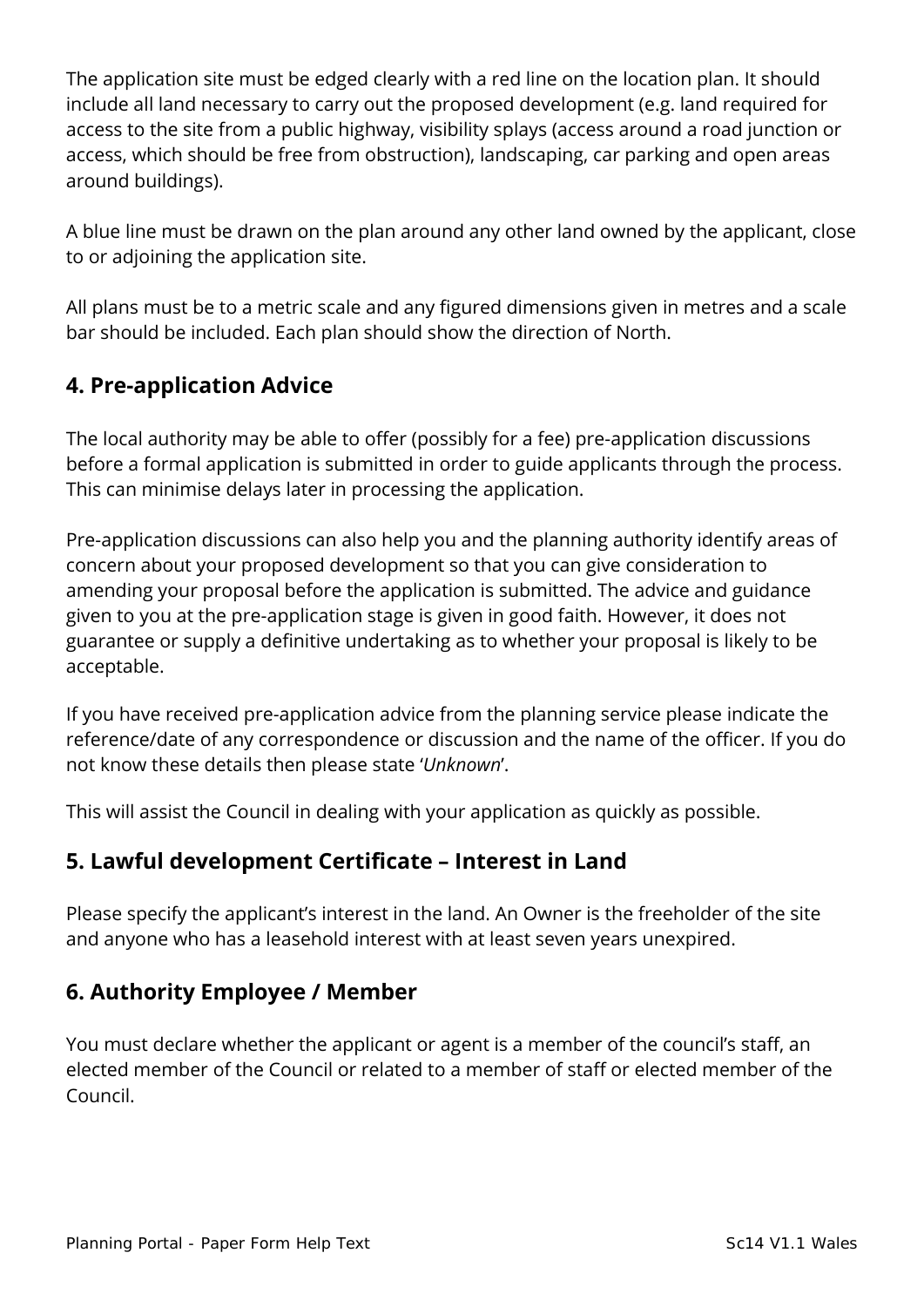The application site must be edged clearly with a red line on the location plan. It should include all land necessary to carry out the proposed development (e.g. land required for access to the site from a public highway, visibility splays (access around a road junction or access, which should be free from obstruction), landscaping, car parking and open areas around buildings).

A blue line must be drawn on the plan around any other land owned by the applicant, close to or adjoining the application site.

All plans must be to a metric scale and any figured dimensions given in metres and a scale bar should be included. Each plan should show the direction of North.

## 4. Pre-application Advice

The local authority may be able to offer (possibly for a fee) pre-application discussions before a formal application is submitted in order to guide applicants through the process. This can minimise delays later in processing the application.

Pre-application discussions can also help you and the planning authority identify areas of concern about your proposed development so that you can give consideration to amending your proposal before the application is submitted. The advice and guidance given to you at the pre-application stage is given in good faith. However, it does not guarantee or supply a definitive undertaking as to whether your proposal is likely to be acceptable.

If you have received pre-application advice from the planning service please indicate the reference/date of any correspondence or discussion and the name of the officer. If you do not know these details then please state '*Unknown*'.

This will assist the Council in dealing with your application as quickly as possible.

## 5. Lawful development Certificate – Interest in Land

Please specify the applicant's interest in the land. An Owner is the freeholder of the site and anyone who has a leasehold interest with at least seven years unexpired.

## 6. Authority Employee / Member

You must declare whether the applicant or agent is a member of the council's staff, an elected member of the Council or related to a member of staff or elected member of the Council.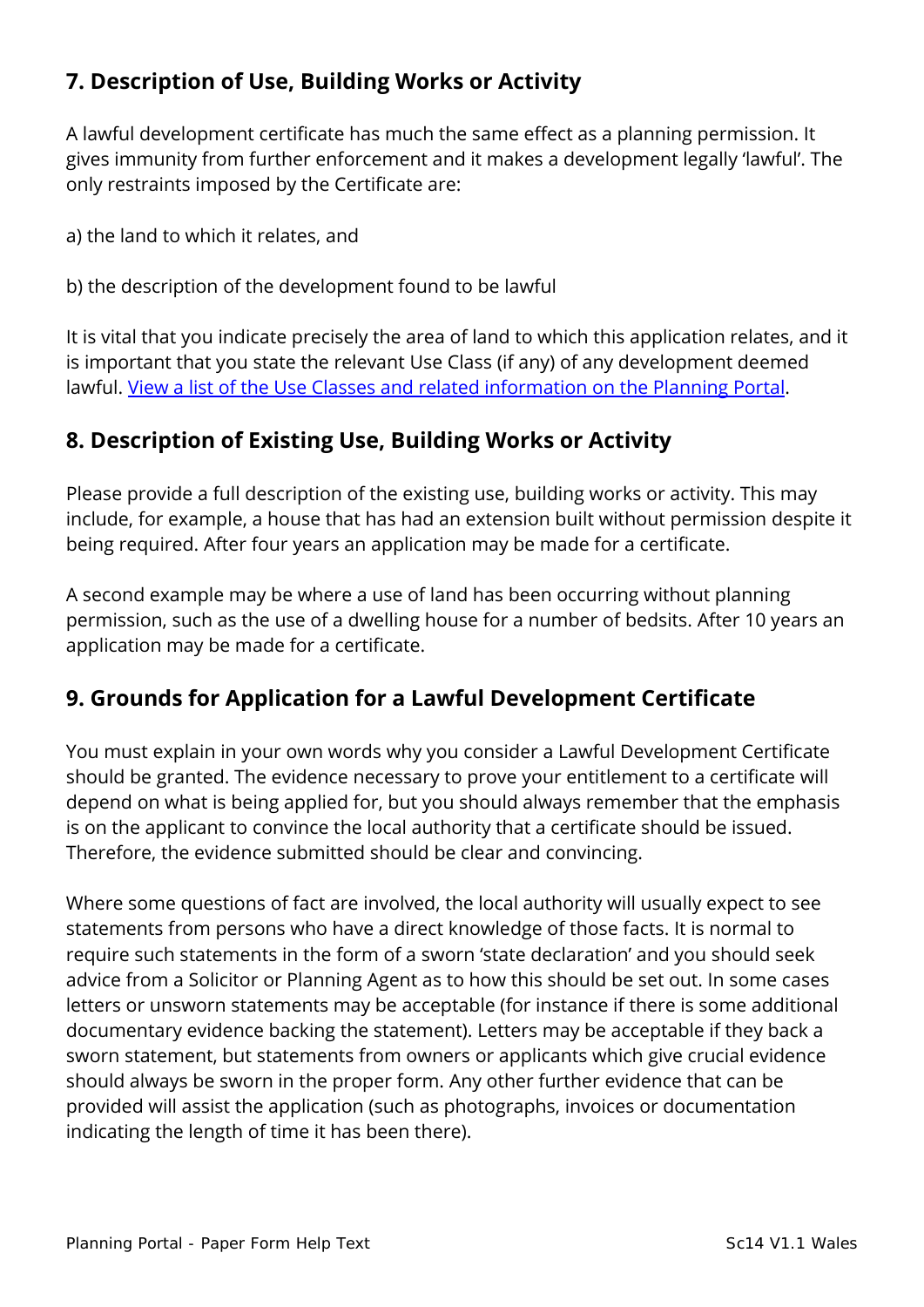## 7. Description of Use, Building Works or Activity

A lawful development certificate has much the same effect as a planning permission. It gives immunity from further enforcement and it makes a development legally 'lawful'. The only restraints imposed by the Certificate are:

a) the land to which it relates, and

b) the description of the development found to be lawful

It is vital that you indicate precisely the area of land to which this application relates, and it is important that you state the relevant Use Class (if any) of any development deemed lawful. [View a list of the Use Classes and related information on the Planning Portal](#).

## 8. Description of Existing Use, Building Works or Activity

Please provide a full description of the existing use, building works or activity. This may include, for example, a house that has had an extension built without permission despite it being required. After four years an application may be made for a certificate.

A second example may be where a use of land has been occurring without planning permission, such as the use of a dwelling house for a number of bedsits. After 10 years an application may be made for a certificate.

## 9. Grounds for Application for a Lawful Development Certificate

You must explain in your own words why you consider a Lawful Development Certificate should be granted. The evidence necessary to prove your entitlement to a certificate will depend on what is being applied for, but you should always remember that the emphasis is on the applicant to convince the local authority that a certificate should be issued. Therefore, the evidence submitted should be clear and convincing.

Where some questions of fact are involved, the local authority will usually expect to see statements from persons who have a direct knowledge of those facts. It is normal to require such statements in the form of a sworn 'state declaration' and you should seek advice from a Solicitor or Planning Agent as to how this should be set out. In some cases letters or unsworn statements may be acceptable (for instance if there is some additional documentary evidence backing the statement). Letters may be acceptable if they back a sworn statement, but statements from owners or applicants which give crucial evidence should always be sworn in the proper form. Any other further evidence that can be provided will assist the application (such as photographs, invoices or documentation indicating the length of time it has been there).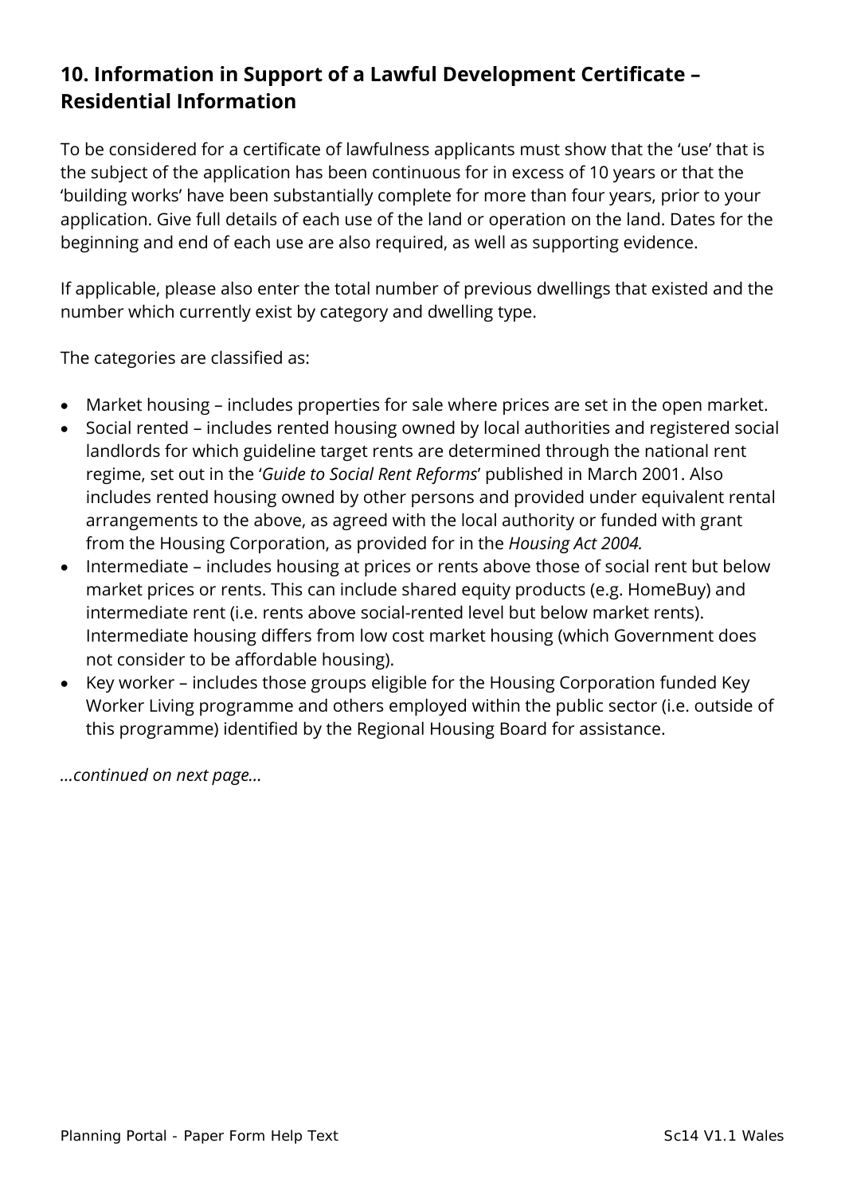## 10. Information in Support of a Lawful Development Certificate – Residential Information

To be considered for a certificate of lawfulness applicants must show that the 'use' that is the subject of the application has been continuous for in excess of 10 years or that the 'building works' have been substantially complete for more than four years, prior to your application. Give full details of each use of the land or operation on the land. Dates for the beginning and end of each use are also required, as well as supporting evidence.

If applicable, please also enter the total number of previous dwellings that existed and the number which currently exist by category and dwelling type.

The categories are classified as:

- Market housing – includes properties for sale where prices are set in the open market.
- Social rented – includes rented housing owned by local authorities and registered social landlords for which guideline target rents are determined through the national rent regime, set out in the '*Guide to Social Rent Reforms*' published in March 2001. Also includes rented housing owned by other persons and provided under equivalent rental arrangements to the above, as agreed with the local authority or funded with grant from the Housing Corporation, as provided for in the *Housing Act 2004.*
- Intermediate – includes housing at prices or rents above those of social rent but below market prices or rents. This can include shared equity products (e.g. HomeBuy) and intermediate rent (i.e. rents above social-rented level but below market rents). Intermediate housing differs from low cost market housing (which Government does not consider to be affordable housing).
- Key worker – includes those groups eligible for the Housing Corporation funded Key Worker Living programme and others employed within the public sector (i.e. outside of this programme) identified by the Regional Housing Board for assistance.

*...continued on next page...*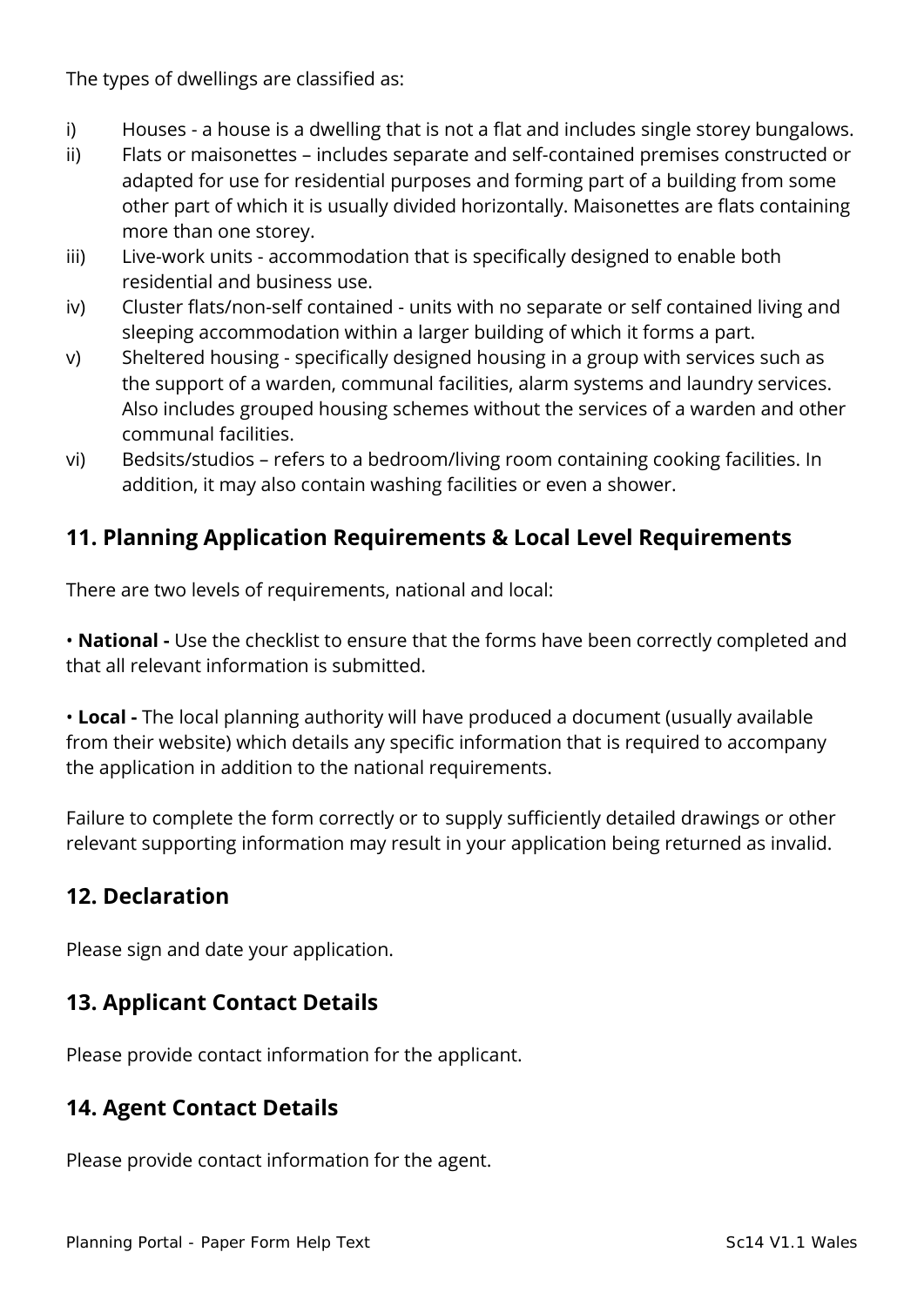The types of dwellings are classified as:

i) Houses - a house is a dwelling that is not a flat and includes single storey bungalows.

ii) Flats or maisonettes – includes separate and self-contained premises constructed or adapted for use for residential purposes and forming part of a building from some other part of which it is usually divided horizontally. Maisonettes are flats containing more than one storey.

iii) Live-work units - accommodation that is specifically designed to enable both residential and business use.

iv) Cluster flats/non-self contained - units with no separate or self contained living and sleeping accommodation within a larger building of which it forms a part.

v) Sheltered housing - specifically designed housing in a group with services such as the support of a warden, communal facilities, alarm systems and laundry services. Also includes grouped housing schemes without the services of a warden and other communal facilities.

vi) Bedsits/studios – refers to a bedroom/living room containing cooking facilities. In addition, it may also contain washing facilities or even a shower.

## 11. Planning Application Requirements & Local Level Requirements

There are two levels of requirements, national and local:

• **National -** Use the checklist to ensure that the forms have been correctly completed and that all relevant information is submitted.

• **Local -** The local planning authority will have produced a document (usually available from their website) which details any specific information that is required to accompany the application in addition to the national requirements.

Failure to complete the form correctly or to supply sufficiently detailed drawings or other relevant supporting information may result in your application being returned as invalid.

## 12. Declaration

Please sign and date your application.

## 13. Applicant Contact Details

Please provide contact information for the applicant.

## 14. Agent Contact Details

Please provide contact information for the agent.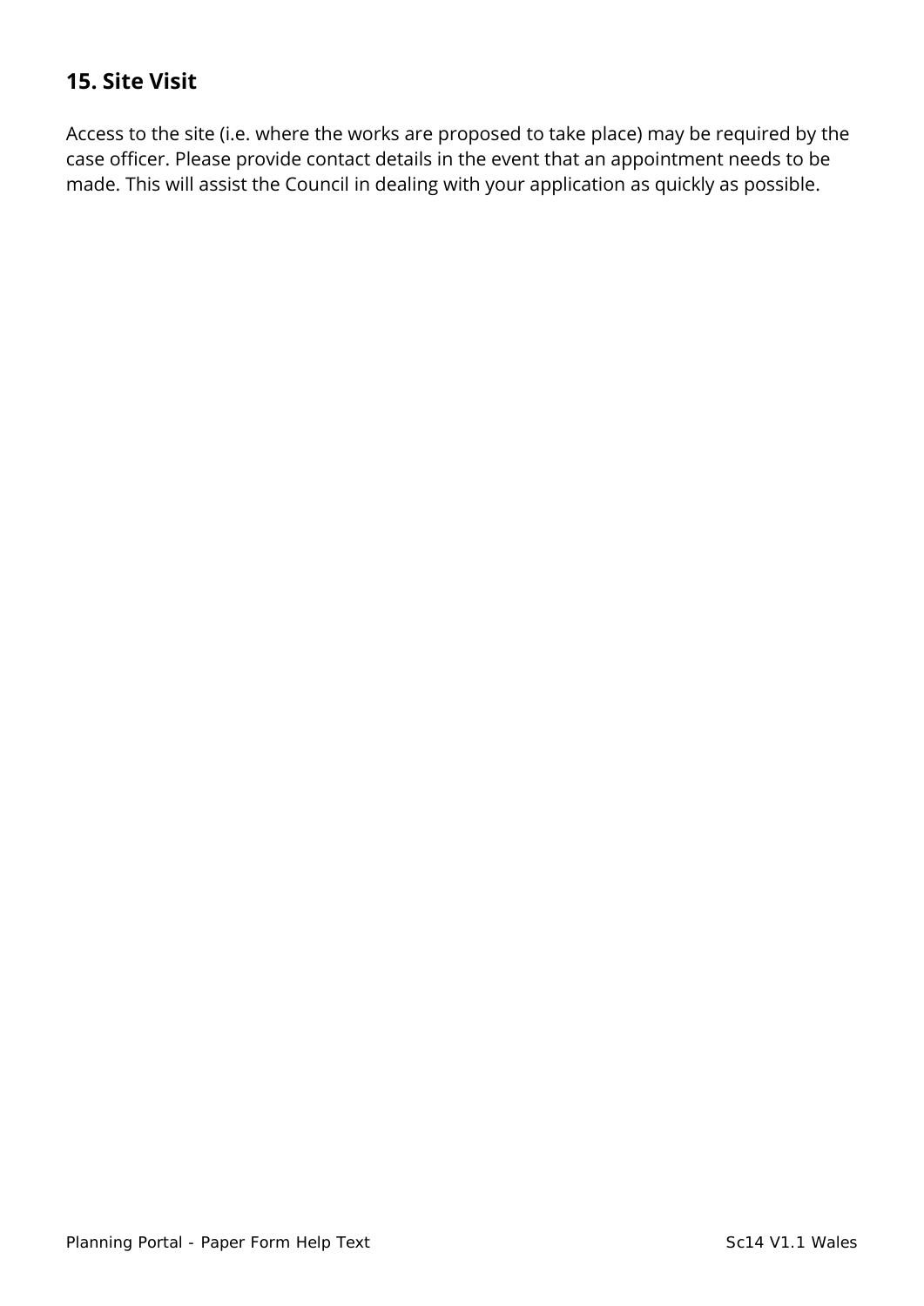## 15. Site Visit

Access to the site (i.e. where the works are proposed to take place) may be required by the case officer. Please provide contact details in the event that an appointment needs to be made. This will assist the Council in dealing with your application as quickly as possible.